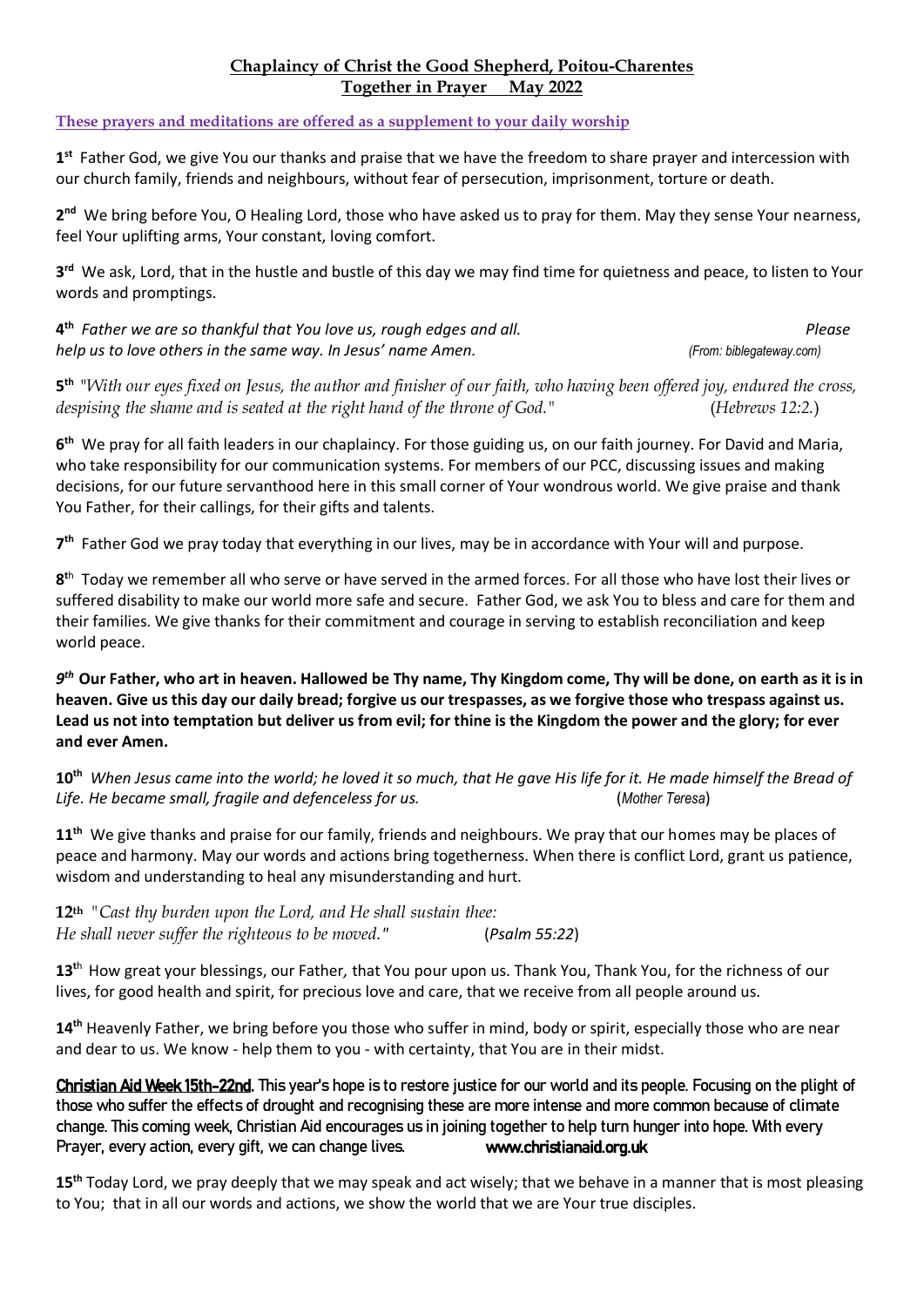**Chaplaincy of Christ the Good Shepherd, Poitou-Charentes**
**Together in Prayer May 2022**

**These prayers and meditations are offered as a supplement to your daily worship**

**1st** Father God, we give You our thanks and praise that we have the freedom to share prayer and intercession with our church family, friends and neighbours, without fear of persecution, imprisonment, torture or death.

**2nd** We bring before You, O Healing Lord, those who have asked us to pray for them. May they sense Your nearness, feel Your uplifting arms, Your constant, loving comfort.

**3rd** We ask, Lord, that in the hustle and bustle of this day we may find time for quietness and peace, to listen to Your words and promptings.

**4th** *Father we are so thankful that You love us, rough edges and all. Please help us to love others in the same way. In Jesus' name Amen.* *(From: biblegateway.com)*

**5th** *"With our eyes fixed on Jesus, the author and finisher of our faith, who having been offered joy, endured the cross, despising the shame and is seated at the right hand of the throne of God."* (*Hebrews 12:2.*)

**6th** We pray for all faith leaders in our chaplaincy. For those guiding us, on our faith journey. For David and Maria, who take responsibility for our communication systems. For members of our PCC, discussing issues and making decisions, for our future servanthood here in this small corner of Your wondrous world. We give praise and thank You Father, for their callings, for their gifts and talents.

**7th** Father God we pray today that everything in our lives, may be in accordance with Your will and purpose.

**8th** Today we remember all who serve or have served in the armed forces. For all those who have lost their lives or suffered disability to make our world more safe and secure. Father God, we ask You to bless and care for them and their families. We give thanks for their commitment and courage in serving to establish reconciliation and keep world peace.

***9th*** **Our Father, who art in heaven. Hallowed be Thy name, Thy Kingdom come, Thy will be done, on earth as it is in heaven. Give us this day our daily bread; forgive us our trespasses, as we forgive those who trespass against us. Lead us not into temptation but deliver us from evil; for thine is the Kingdom the power and the glory; for ever and ever Amen.**

**10th** *When Jesus came into the world; he loved it so much, that He gave His life for it. He made himself the Bread of Life. He became small, fragile and defenceless for us.* (*Mother Teresa*)

**11th** We give thanks and praise for our family, friends and neighbours. We pray that our homes may be places of peace and harmony. May our words and actions bring togetherness. When there is conflict Lord, grant us patience, wisdom and understanding to heal any misunderstanding and hurt.

**12th** *"Cast thy burden upon the Lord, and He shall sustain thee:*
*He shall never suffer the righteous to be moved."* (*Psalm 55:22*)

**13th** How great your blessings, our Father, that You pour upon us. Thank You, Thank You, for the richness of our lives, for good health and spirit, for precious love and care, that we receive from all people around us.

**14th** Heavenly Father, we bring before you those who suffer in mind, body or spirit, especially those who are near and dear to us. We know - help them to you - with certainty, that You are in their midst.

**Christian Aid Week 15th-22nd.** This year's hope is to restore justice for our world and its people. Focusing on the plight of those who suffer the effects of drought and recognising these are more intense and more common because of climate change. This coming week, Christian Aid encourages us in joining together to help turn hunger into hope. With every Prayer, every action, every gift, we can change lives. **www.christianaid.org.uk**

**15th** Today Lord, we pray deeply that we may speak and act wisely; that we behave in a manner that is most pleasing to You; that in all our words and actions, we show the world that we are Your true disciples.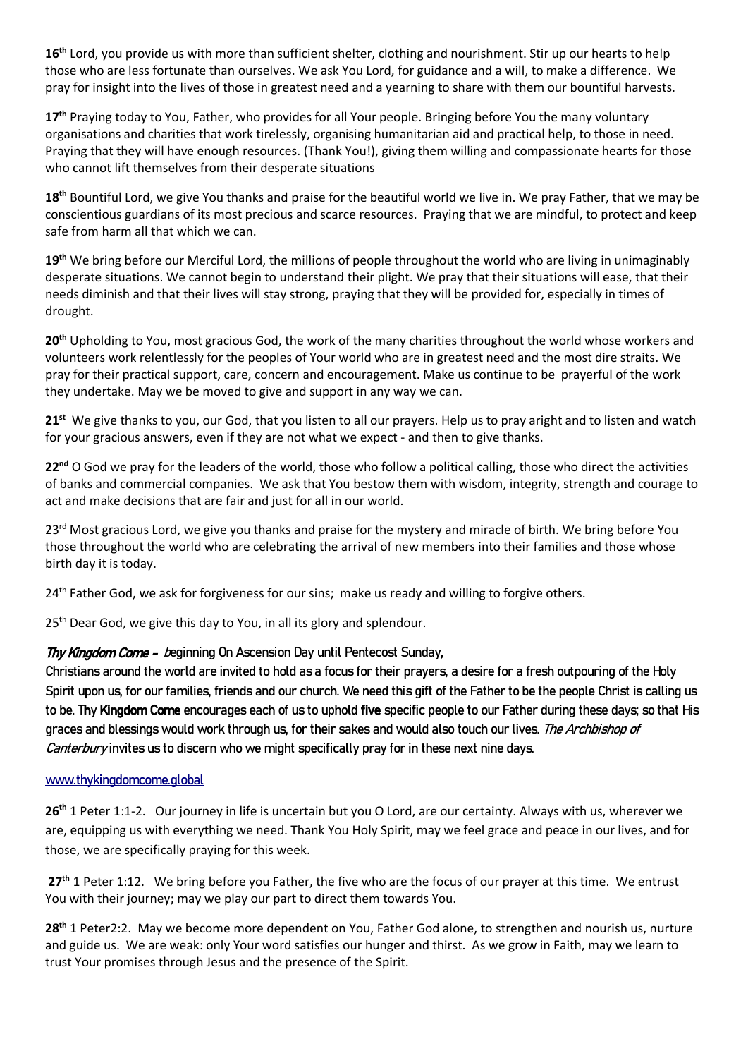**16th** Lord, you provide us with more than sufficient shelter, clothing and nourishment. Stir up our hearts to help those who are less fortunate than ourselves. We ask You Lord, for guidance and a will, to make a difference. We pray for insight into the lives of those in greatest need and a yearning to share with them our bountiful harvests.

**17th** Praying today to You, Father, who provides for all Your people. Bringing before You the many voluntary organisations and charities that work tirelessly, organising humanitarian aid and practical help, to those in need. Praying that they will have enough resources. (Thank You!), giving them willing and compassionate hearts for those who cannot lift themselves from their desperate situations

**18th** Bountiful Lord, we give You thanks and praise for the beautiful world we live in. We pray Father, that we may be conscientious guardians of its most precious and scarce resources. Praying that we are mindful, to protect and keep safe from harm all that which we can.

**19th** We bring before our Merciful Lord, the millions of people throughout the world who are living in unimaginably desperate situations. We cannot begin to understand their plight. We pray that their situations will ease, that their needs diminish and that their lives will stay strong, praying that they will be provided for, especially in times of drought.

**20th** Upholding to You, most gracious God, the work of the many charities throughout the world whose workers and volunteers work relentlessly for the peoples of Your world who are in greatest need and the most dire straits. We pray for their practical support, care, concern and encouragement. Make us continue to be prayerful of the work they undertake. May we be moved to give and support in any way we can.

**21st** We give thanks to you, our God, that you listen to all our prayers. Help us to pray aright and to listen and watch for your gracious answers, even if they are not what we expect - and then to give thanks.

**22nd** O God we pray for the leaders of the world, those who follow a political calling, those who direct the activities of banks and commercial companies. We ask that You bestow them with wisdom, integrity, strength and courage to act and make decisions that are fair and just for all in our world.

23rd Most gracious Lord, we give you thanks and praise for the mystery and miracle of birth. We bring before You those throughout the world who are celebrating the arrival of new members into their families and those whose birth day it is today.

24th Father God, we ask for forgiveness for our sins; make us ready and willing to forgive others.

25th Dear God, we give this day to You, in all its glory and splendour.

*Thy Kingdom Come* - *b*eginning On Ascension Day until Pentecost Sunday,
Christians around the world are invited to hold as a focus for their prayers, a desire for a fresh outpouring of the Holy Spirit upon us, for our families, friends and our church. We need this gift of the Father to be the people Christ is calling us to be. **Thy Kingdom Come** encourages each of us to uphold **five** specific people to our Father during these days; so that His graces and blessings would work through us, for their sakes and would also touch our lives. *The Archbishop of Canterbury* invites us to discern who we might specifically pray for in these next nine days.

www.thykingdomcome.global

**26th** 1 Peter 1:1-2. Our journey in life is uncertain but you O Lord, are our certainty. Always with us, wherever we are, equipping us with everything we need. Thank You Holy Spirit, may we feel grace and peace in our lives, and for those, we are specifically praying for this week.

**27th** 1 Peter 1:12. We bring before you Father, the five who are the focus of our prayer at this time. We entrust You with their journey; may we play our part to direct them towards You.

**28th** 1 Peter2:2. May we become more dependent on You, Father God alone, to strengthen and nourish us, nurture and guide us. We are weak: only Your word satisfies our hunger and thirst. As we grow in Faith, may we learn to trust Your promises through Jesus and the presence of the Spirit.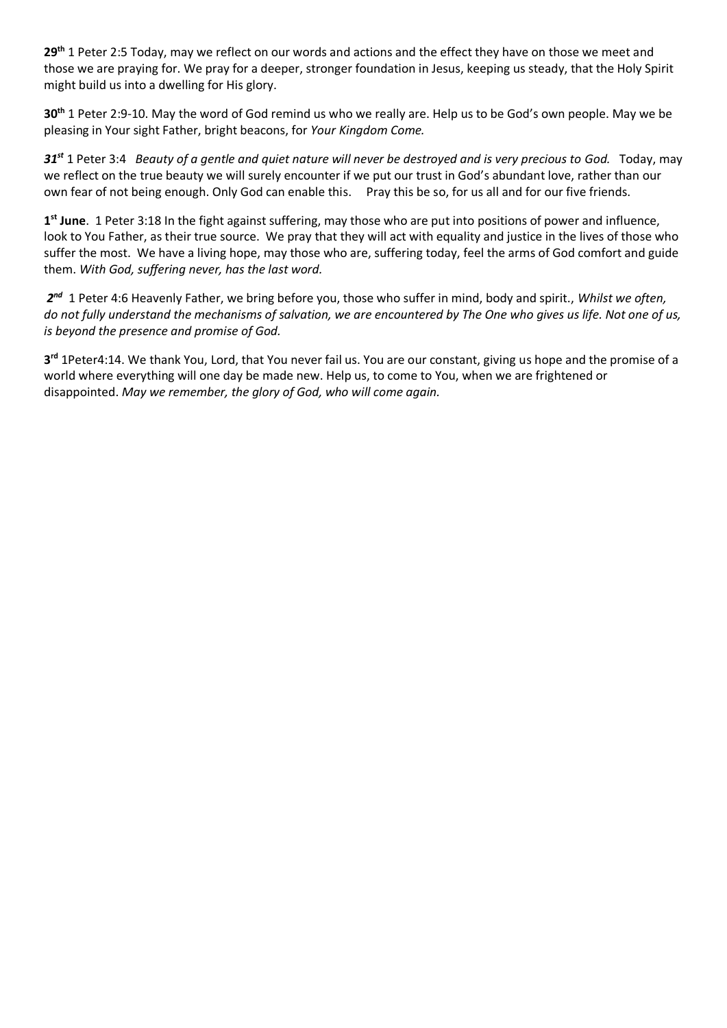**29th** 1 Peter 2:5 Today, may we reflect on our words and actions and the effect they have on those we meet and those we are praying for. We pray for a deeper, stronger foundation in Jesus, keeping us steady, that the Holy Spirit might build us into a dwelling for His glory.

**30th** 1 Peter 2:9-10. May the word of God remind us who we really are. Help us to be God's own people. May we be pleasing in Your sight Father, bright beacons, for *Your Kingdom Come.*

***31st*** 1 Peter 3:4 *Beauty of a gentle and quiet nature will never be destroyed and is very precious to God.* Today, may we reflect on the true beauty we will surely encounter if we put our trust in God's abundant love, rather than our own fear of not being enough. Only God can enable this. Pray this be so, for us all and for our five friends.

**1st June**. 1 Peter 3:18 In the fight against suffering, may those who are put into positions of power and influence, look to You Father, as their true source. We pray that they will act with equality and justice in the lives of those who suffer the most. We have a living hope, may those who are, suffering today, feel the arms of God comfort and guide them. *With God, suffering never, has the last word.*

***2nd*** 1 Peter 4:6 Heavenly Father, we bring before you, those who suffer in mind, body and spirit., *Whilst we often, do not fully understand the mechanisms of salvation, we are encountered by The One who gives us life. Not one of us, is beyond the presence and promise of God.*

**3rd** 1Peter4:14. We thank You, Lord, that You never fail us. You are our constant, giving us hope and the promise of a world where everything will one day be made new. Help us, to come to You, when we are frightened or disappointed. *May we remember, the glory of God, who will come again.*